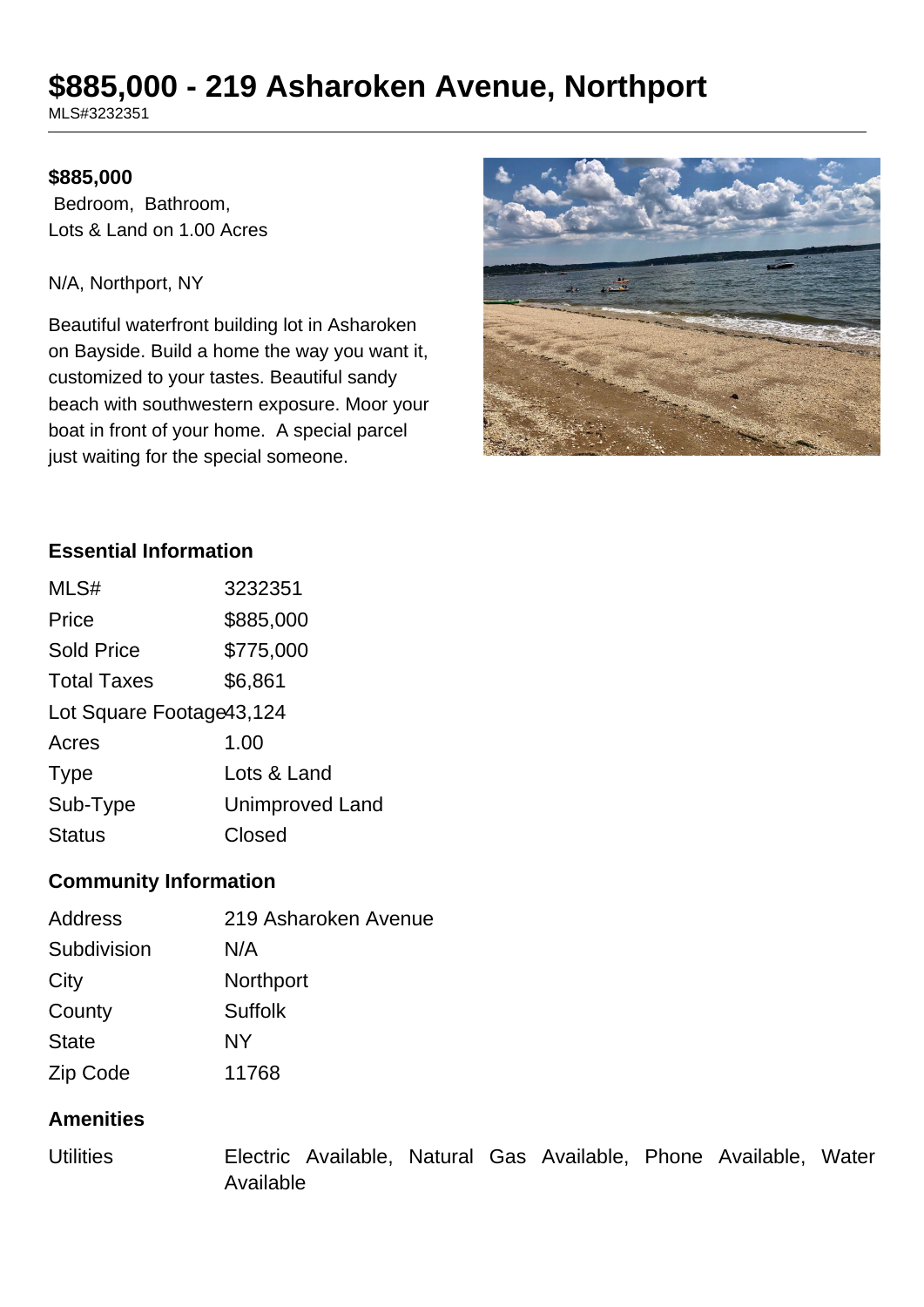# $885,000 - 219 Asharoken Avenue, Northport

MLS#3232351

**$885,000**

Bedroom, Bathroom,
Lots & Land on 1.00 Acres

N/A, Northport, NY

Beautiful waterfront building lot in Asharoken on Bayside. Build a home the way you want it, customized to your tastes. Beautiful sandy beach with southwestern exposure. Moor your boat in front of your home. A special parcel just waiting for the special someone.

### Essential Information

| | |
|---|---|
| MLS# | 3232351 |
| Price | $885,000 |
| Sold Price | $775,000 |
| Total Taxes | $6,861 |
| Lot Square Footage | 43,124 |
| Acres | 1.00 |
| Type | Lots & Land |
| Sub-Type | Unimproved Land |
| Status | Closed |

### Community Information

| | |
|---|---|
| Address | 219 Asharoken Avenue |
| Subdivision | N/A |
| City | Northport |
| County | Suffolk |
| State | NY |
| Zip Code | 11768 |

### Amenities

| | |
|---|---|
| Utilities | Electric Available, Natural Gas Available, Phone Available, Water Available |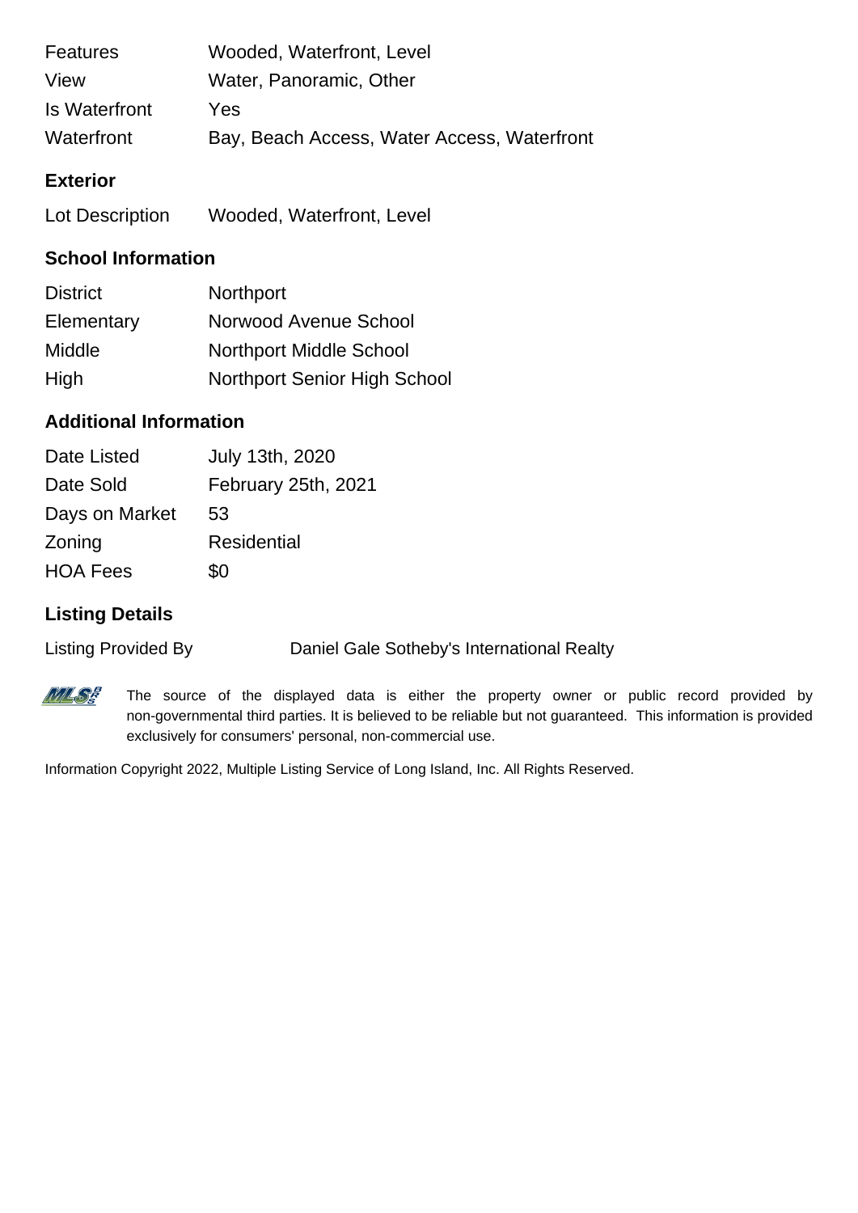| | |
|---|---|
| Features | Wooded, Waterfront, Level |
| View | Water, Panoramic, Other |
| Is Waterfront | Yes |
| Waterfront | Bay, Beach Access, Water Access, Waterfront |

### Exterior

| | |
|---|---|
| Lot Description | Wooded, Waterfront, Level |

### School Information

| | |
|---|---|
| District | Northport |
| Elementary | Norwood Avenue School |
| Middle | Northport Middle School |
| High | Northport Senior High School |

### Additional Information

| | |
|---|---|
| Date Listed | July 13th, 2020 |
| Date Sold | February 25th, 2021 |
| Days on Market | 53 |
| Zoning | Residential |
| HOA Fees | $0 |

### Listing Details

| | |
|---|---|
| Listing Provided By | Daniel Gale Sotheby's International Realty |

The source of the displayed data is either the property owner or public record provided by non-governmental third parties. It is believed to be reliable but not guaranteed. This information is provided exclusively for consumers' personal, non-commercial use.

Information Copyright 2022, Multiple Listing Service of Long Island, Inc. All Rights Reserved.